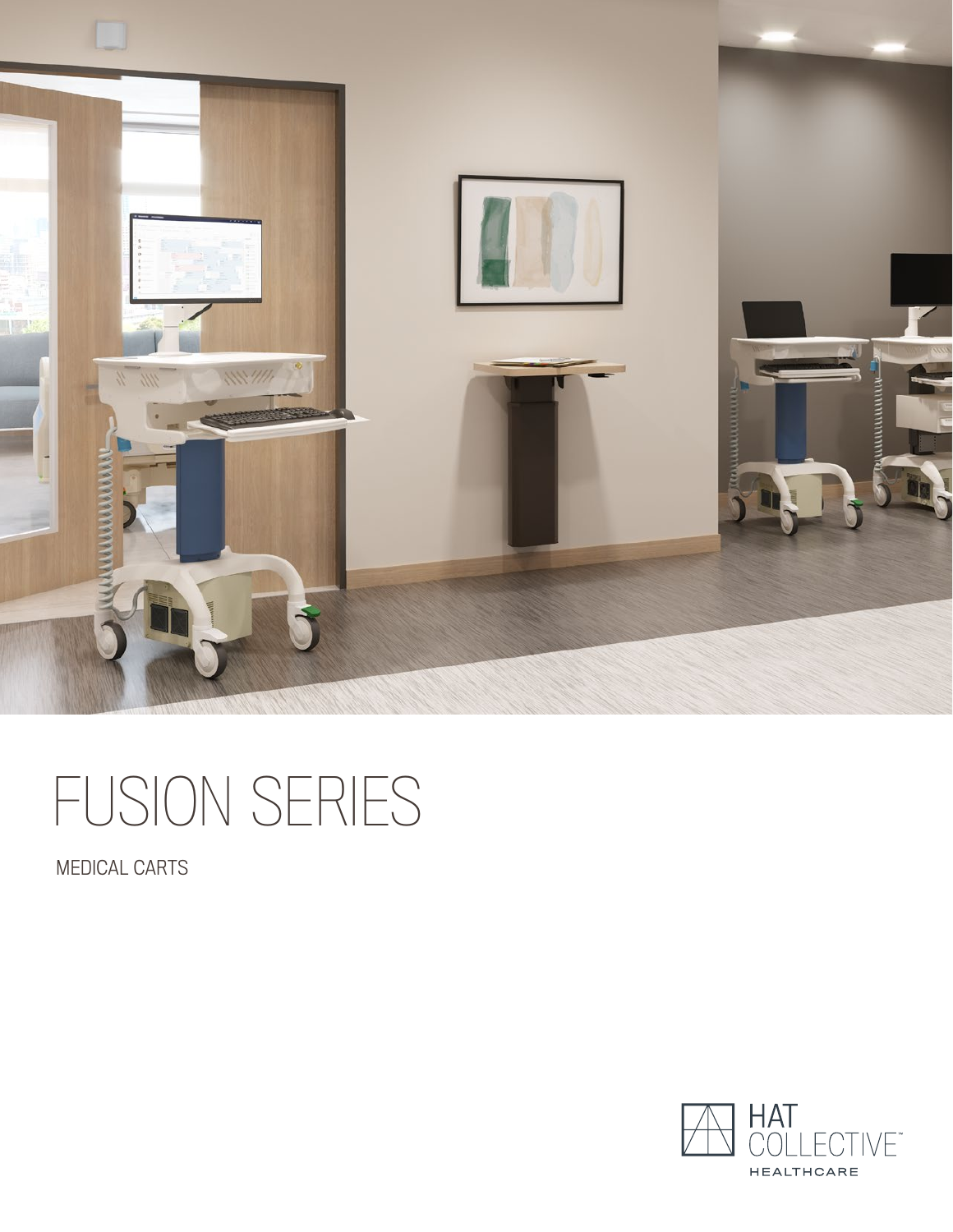# FUSION SERIES

MEDICAL CARTS

HAT COLLECTIVE™

HEALTHCARE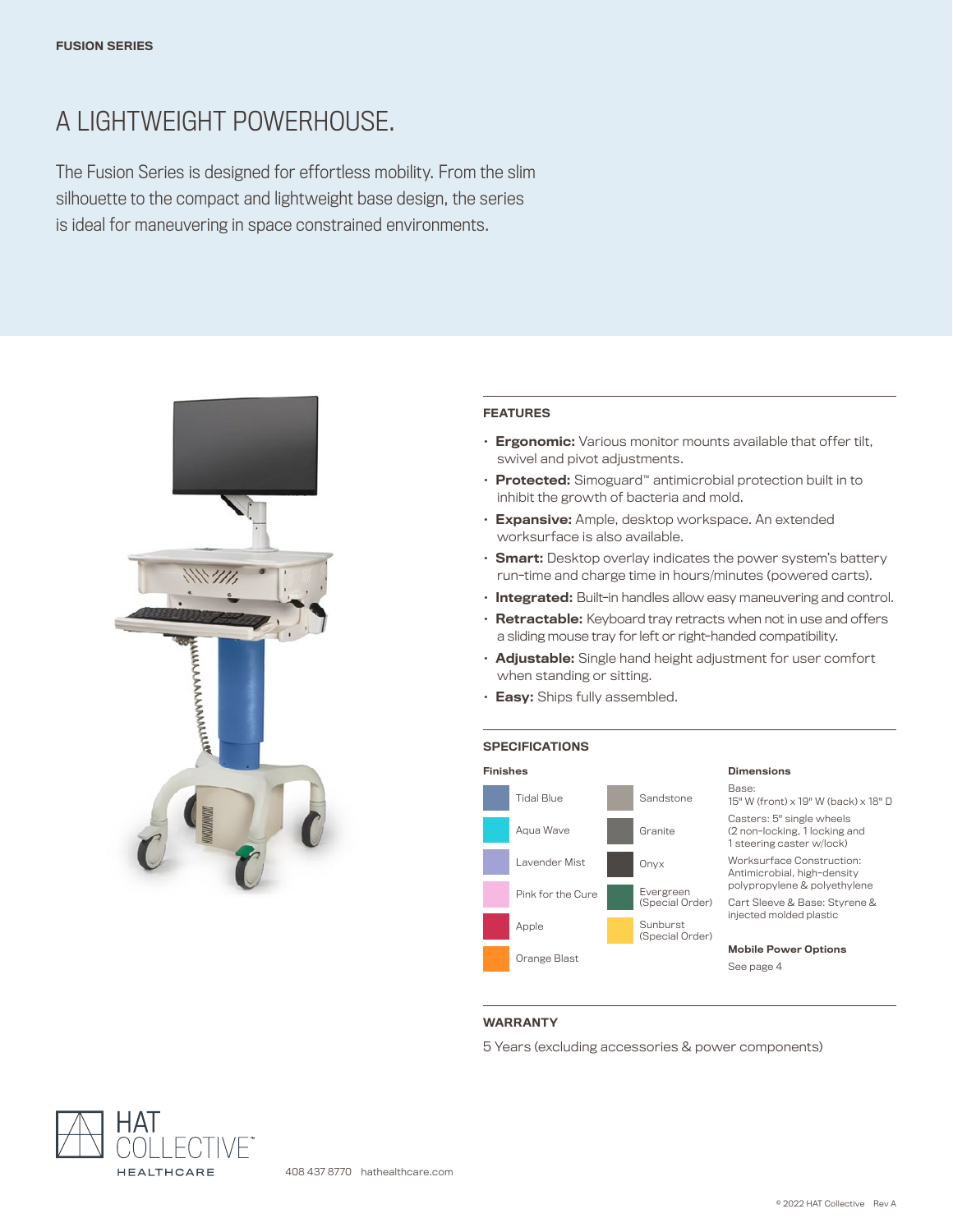**FUSION SERIES**

# A LIGHTWEIGHT POWERHOUSE.

The Fusion Series is designed for effortless mobility. From the slim silhouette to the compact and lightweight base design, the series is ideal for maneuvering in space constrained environments.

## FEATURES

- **Ergonomic:** Various monitor mounts available that offer tilt, swivel and pivot adjustments.
- **Protected:** Simoguard™ antimicrobial protection built in to inhibit the growth of bacteria and mold.
- **Expansive:** Ample, desktop workspace. An extended worksurface is also available.
- **Smart:** Desktop overlay indicates the power system's battery run-time and charge time in hours/minutes (powered carts).
- **Integrated:** Built-in handles allow easy maneuvering and control.
- **Retractable:** Keyboard tray retracts when not in use and offers a sliding mouse tray for left or right-handed compatibility.
- **Adjustable:** Single hand height adjustment for user comfort when standing or sitting.
- **Easy:** Ships fully assembled.

## SPECIFICATIONS

### Finishes

- Tidal Blue
- Aqua Wave
- Lavender Mist
- Pink for the Cure
- Apple
- Orange Blast
- Sandstone
- Granite
- Onyx
- Evergreen (Special Order)
- Sunburst (Special Order)

### Dimensions

Base:
15" W (front) x 19" W (back) x 18" D

Casters: 5" single wheels (2 non-locking, 1 locking and 1 steering caster w/lock)

Worksurface Construction: Antimicrobial, high-density polypropylene & polyethylene

Cart Sleeve & Base: Styrene & injected molded plastic

### Mobile Power Options

See page 4

## WARRANTY

5 Years (excluding accessories & power components)

HAT COLLECTIVE™ HEALTHCARE

408 437 8770 hathealthcare.com

© 2022 HAT Collective Rev A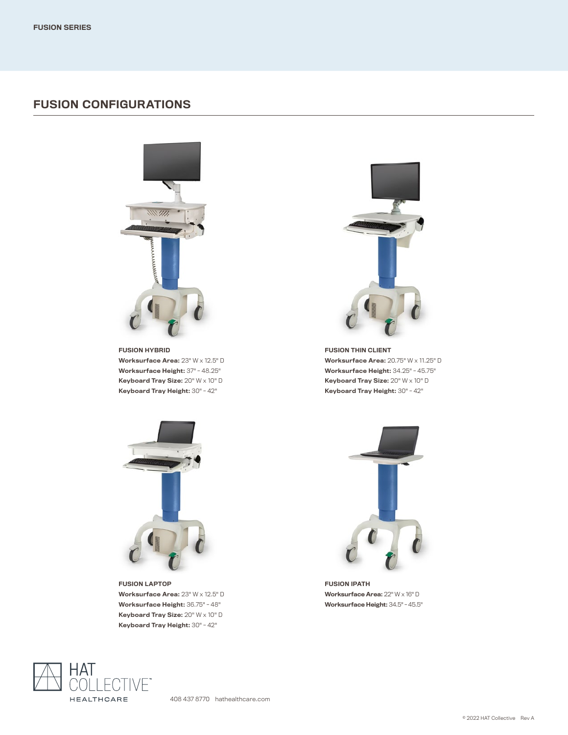FUSION SERIES

## FUSION CONFIGURATIONS

**FUSION HYBRID**
**Worksurface Area:** 23" W x 12.5" D
**Worksurface Height:** 37" - 48.25"
**Keyboard Tray Size:** 20" W x 10" D
**Keyboard Tray Height:** 30" - 42"

**FUSION THIN CLIENT**
**Worksurface Area:** 20.75" W x 11.25" D
**Worksurface Height:** 34.25" - 45.75"
**Keyboard Tray Size:** 20" W x 10" D
**Keyboard Tray Height:** 30" - 42"

**FUSION LAPTOP**
**Worksurface Area:** 23" W x 12.5" D
**Worksurface Height:** 36.75" - 48"
**Keyboard Tray Size:** 20" W x 10" D
**Keyboard Tray Height:** 30" - 42"

**FUSION IPATH**
**Worksurface Area:** 22" W x 16" D
**Worksurface Height:** 34.5" - 45.5"

HAT COLLECTIVE™ HEALTHCARE

408 437 8770 hathealthcare.com

© 2022 HAT Collective Rev A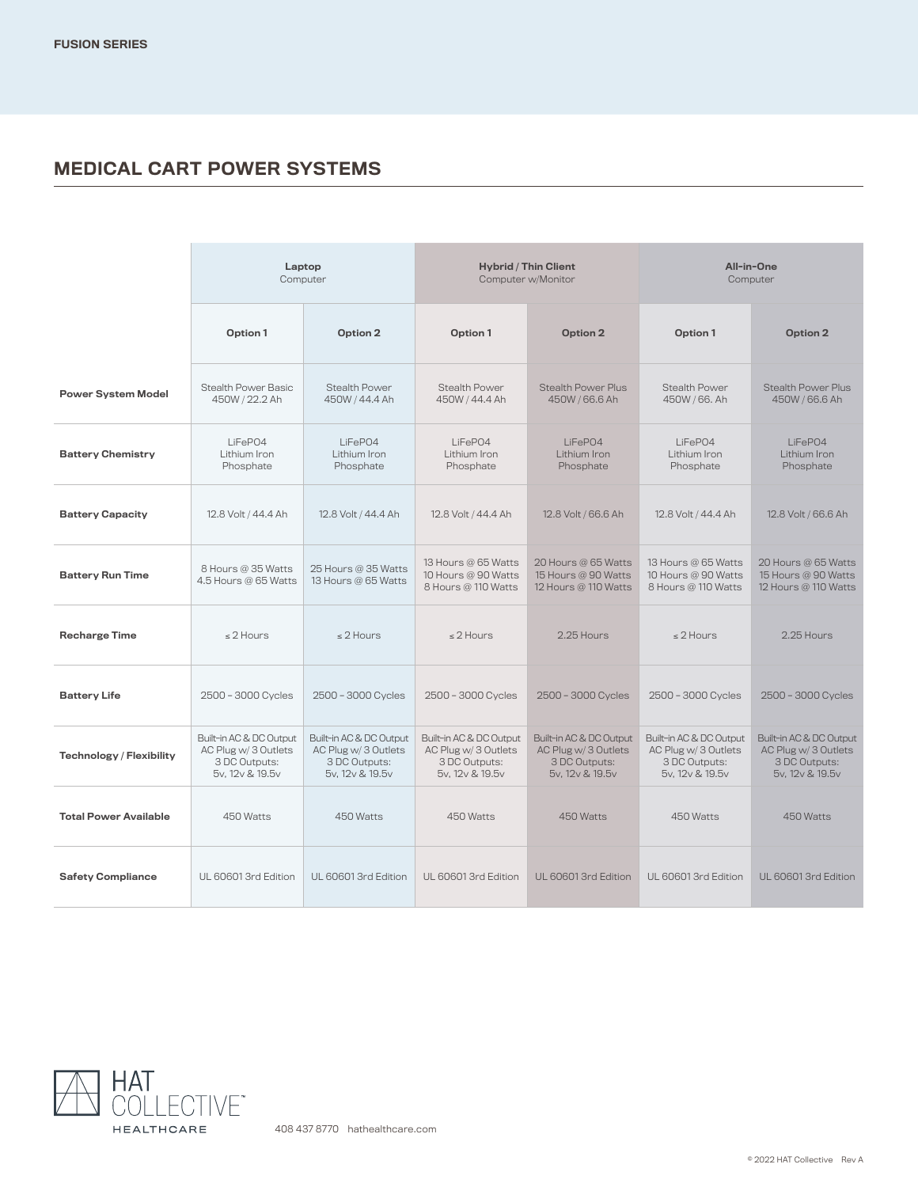## MEDICAL CART POWER SYSTEMS

| | **Laptop** Computer | | **Hybrid / Thin Client** Computer w/Monitor | | **All-in-One** Computer | |
|---|---|---|---|---|---|---|
| | **Option 1** | **Option 2** | **Option 1** | **Option 2** | **Option 1** | **Option 2** |
| **Power System Model** | Stealth Power Basic 450W / 22.2 Ah | Stealth Power 450W / 44.4 Ah | Stealth Power 450W / 44.4 Ah | Stealth Power Plus 450W / 66.6 Ah | Stealth Power 450W / 66. Ah | Stealth Power Plus 450W / 66.6 Ah |
| **Battery Chemistry** | LiFePO4 Lithium Iron Phosphate | LiFePO4 Lithium Iron Phosphate | LiFePO4 Lithium Iron Phosphate | LiFePO4 Lithium Iron Phosphate | LiFePO4 Lithium Iron Phosphate | LiFePO4 Lithium Iron Phosphate |
| **Battery Capacity** | 12.8 Volt / 44.4 Ah | 12.8 Volt / 44.4 Ah | 12.8 Volt / 44.4 Ah | 12.8 Volt / 66.6 Ah | 12.8 Volt / 44.4 Ah | 12.8 Volt / 66.6 Ah |
| **Battery Run Time** | 8 Hours @ 35 Watts<br>4.5 Hours @ 65 Watts | 25 Hours @ 35 Watts<br>13 Hours @ 65 Watts | 13 Hours @ 65 Watts<br>10 Hours @ 90 Watts<br>8 Hours @ 110 Watts | 20 Hours @ 65 Watts<br>15 Hours @ 90 Watts<br>12 Hours @ 110 Watts | 13 Hours @ 65 Watts<br>10 Hours @ 90 Watts<br>8 Hours @ 110 Watts | 20 Hours @ 65 Watts<br>15 Hours @ 90 Watts<br>12 Hours @ 110 Watts |
| **Recharge Time** | ≤ 2 Hours | ≤ 2 Hours | ≤ 2 Hours | 2.25 Hours | ≤ 2 Hours | 2.25 Hours |
| **Battery Life** | 2500 – 3000 Cycles | 2500 – 3000 Cycles | 2500 – 3000 Cycles | 2500 – 3000 Cycles | 2500 – 3000 Cycles | 2500 – 3000 Cycles |
| **Technology / Flexibility** | Built-in AC & DC Output<br>AC Plug w/ 3 Outlets<br>3 DC Outputs:<br>5v, 12v & 19.5v | Built-in AC & DC Output<br>AC Plug w/ 3 Outlets<br>3 DC Outputs:<br>5v, 12v & 19.5v | Built-in AC & DC Output<br>AC Plug w/ 3 Outlets<br>3 DC Outputs:<br>5v, 12v & 19.5v | Built-in AC & DC Output<br>AC Plug w/ 3 Outlets<br>3 DC Outputs:<br>5v, 12v & 19.5v | Built-in AC & DC Output<br>AC Plug w/ 3 Outlets<br>3 DC Outputs:<br>5v, 12v & 19.5v | Built-in AC & DC Output<br>AC Plug w/ 3 Outlets<br>3 DC Outputs:<br>5v, 12v & 19.5v |
| **Total Power Available** | 450 Watts | 450 Watts | 450 Watts | 450 Watts | 450 Watts | 450 Watts |
| **Safety Compliance** | UL 60601 3rd Edition | UL 60601 3rd Edition | UL 60601 3rd Edition | UL 60601 3rd Edition | UL 60601 3rd Edition | UL 60601 3rd Edition |

HAT COLLECTIVE™
HEALTHCARE

408 437 8770 hathealthcare.com

© 2022 HAT Collective Rev A